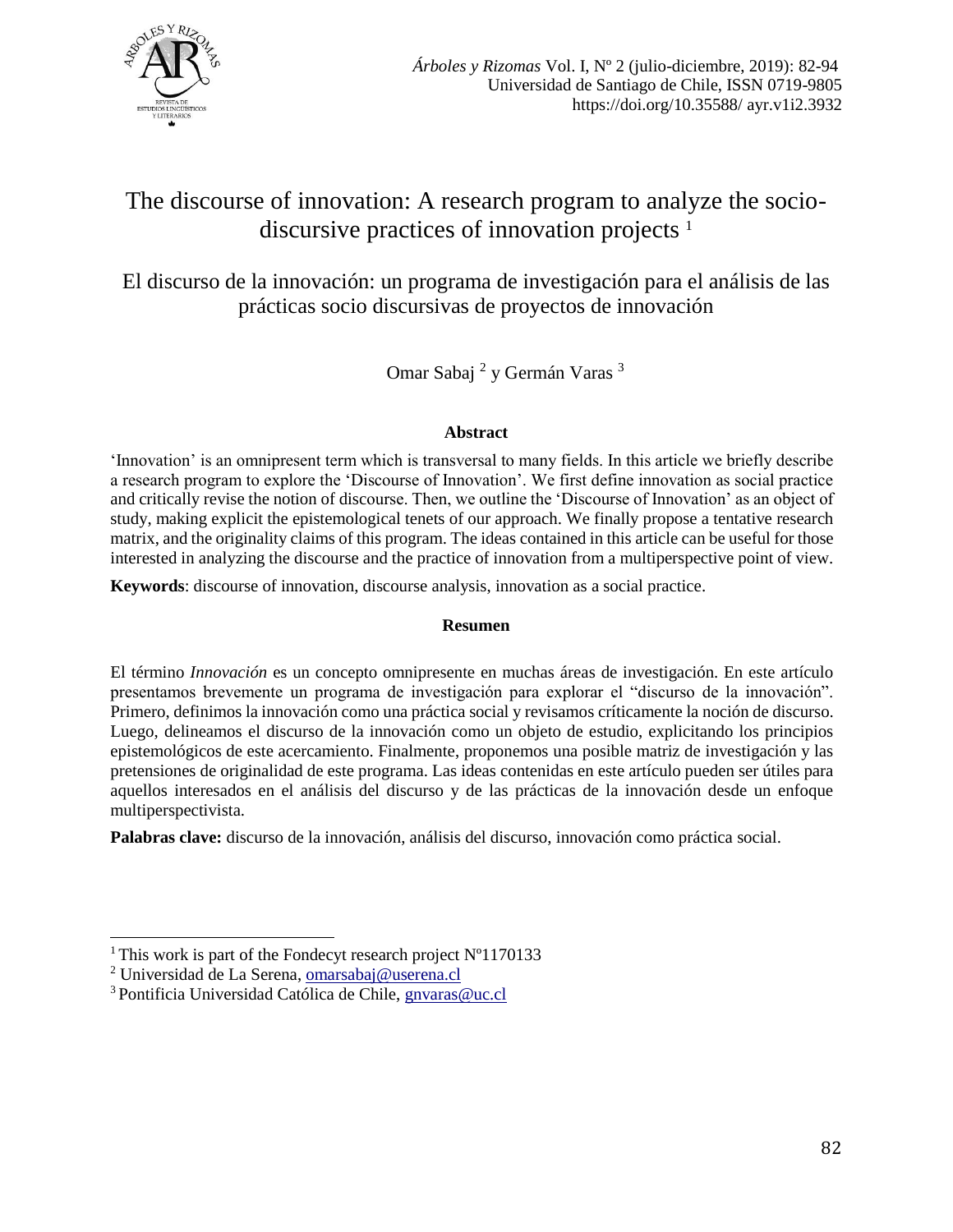# The discourse of innovation: A research program to analyze the socio-discursive practices of innovation projects [1]

## El discurso de la innovación: un programa de investigación para el análisis de las prácticas socio discursivas de proyectos de innovación

Omar Sabaj [2] y Germán Varas [3]

**Abstract**

'Innovation' is an omnipresent term which is transversal to many fields. In this article we briefly describe a research program to explore the 'Discourse of Innovation'. We first define innovation as social practice and critically revise the notion of discourse. Then, we outline the 'Discourse of Innovation' as an object of study, making explicit the epistemological tenets of our approach. We finally propose a tentative research matrix, and the originality claims of this program. The ideas contained in this article can be useful for those interested in analyzing the discourse and the practice of innovation from a multiperspective point of view.

**Keywords**: discourse of innovation, discourse analysis, innovation as a social practice.

**Resumen**

El término *Innovación* es un concepto omnipresente en muchas áreas de investigación. En este artículo presentamos brevemente un programa de investigación para explorar el "discurso de la innovación". Primero, definimos la innovación como una práctica social y revisamos críticamente la noción de discurso. Luego, delineamos el discurso de la innovación como un objeto de estudio, explicitando los principios epistemológicos de este acercamiento. Finalmente, proponemos una posible matriz de investigación y las pretensiones de originalidad de este programa. Las ideas contenidas en este artículo pueden ser útiles para aquellos interesados en el análisis del discurso y de las prácticas de la innovación desde un enfoque multiperspectivista.

**Palabras clave:** discurso de la innovación, análisis del discurso, innovación como práctica social.

---

[1] This work is part of the Fondecyt research project Nº1170133

[2] Universidad de La Serena, omarsabaj@userena.cl

[3] Pontificia Universidad Católica de Chile, gnvaras@uc.cl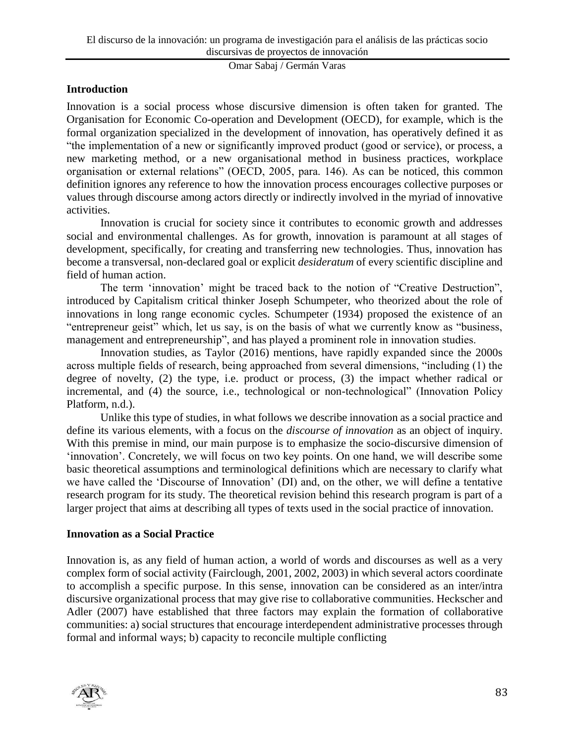## Introduction

Innovation is a social process whose discursive dimension is often taken for granted. The Organisation for Economic Co-operation and Development (OECD), for example, which is the formal organization specialized in the development of innovation, has operatively defined it as "the implementation of a new or significantly improved product (good or service), or process, a new marketing method, or a new organisational method in business practices, workplace organisation or external relations" (OECD, 2005, para. 146). As can be noticed, this common definition ignores any reference to how the innovation process encourages collective purposes or values through discourse among actors directly or indirectly involved in the myriad of innovative activities.

Innovation is crucial for society since it contributes to economic growth and addresses social and environmental challenges. As for growth, innovation is paramount at all stages of development, specifically, for creating and transferring new technologies. Thus, innovation has become a transversal, non-declared goal or explicit *desideratum* of every scientific discipline and field of human action.

The term 'innovation' might be traced back to the notion of "Creative Destruction", introduced by Capitalism critical thinker Joseph Schumpeter, who theorized about the role of innovations in long range economic cycles. Schumpeter (1934) proposed the existence of an "entrepreneur geist" which, let us say, is on the basis of what we currently know as "business, management and entrepreneurship", and has played a prominent role in innovation studies.

Innovation studies, as Taylor (2016) mentions, have rapidly expanded since the 2000s across multiple fields of research, being approached from several dimensions, "including (1) the degree of novelty, (2) the type, i.e. product or process, (3) the impact whether radical or incremental, and (4) the source, i.e., technological or non-technological" (Innovation Policy Platform, n.d.).

Unlike this type of studies, in what follows we describe innovation as a social practice and define its various elements, with a focus on the *discourse of innovation* as an object of inquiry. With this premise in mind, our main purpose is to emphasize the socio-discursive dimension of 'innovation'. Concretely, we will focus on two key points. On one hand, we will describe some basic theoretical assumptions and terminological definitions which are necessary to clarify what we have called the 'Discourse of Innovation' (DI) and, on the other, we will define a tentative research program for its study. The theoretical revision behind this research program is part of a larger project that aims at describing all types of texts used in the social practice of innovation.

## Innovation as a Social Practice

Innovation is, as any field of human action, a world of words and discourses as well as a very complex form of social activity (Fairclough, 2001, 2002, 2003) in which several actors coordinate to accomplish a specific purpose. In this sense, innovation can be considered as an inter/intra discursive organizational process that may give rise to collaborative communities. Heckscher and Adler (2007) have established that three factors may explain the formation of collaborative communities: a) social structures that encourage interdependent administrative processes through formal and informal ways; b) capacity to reconcile multiple conflicting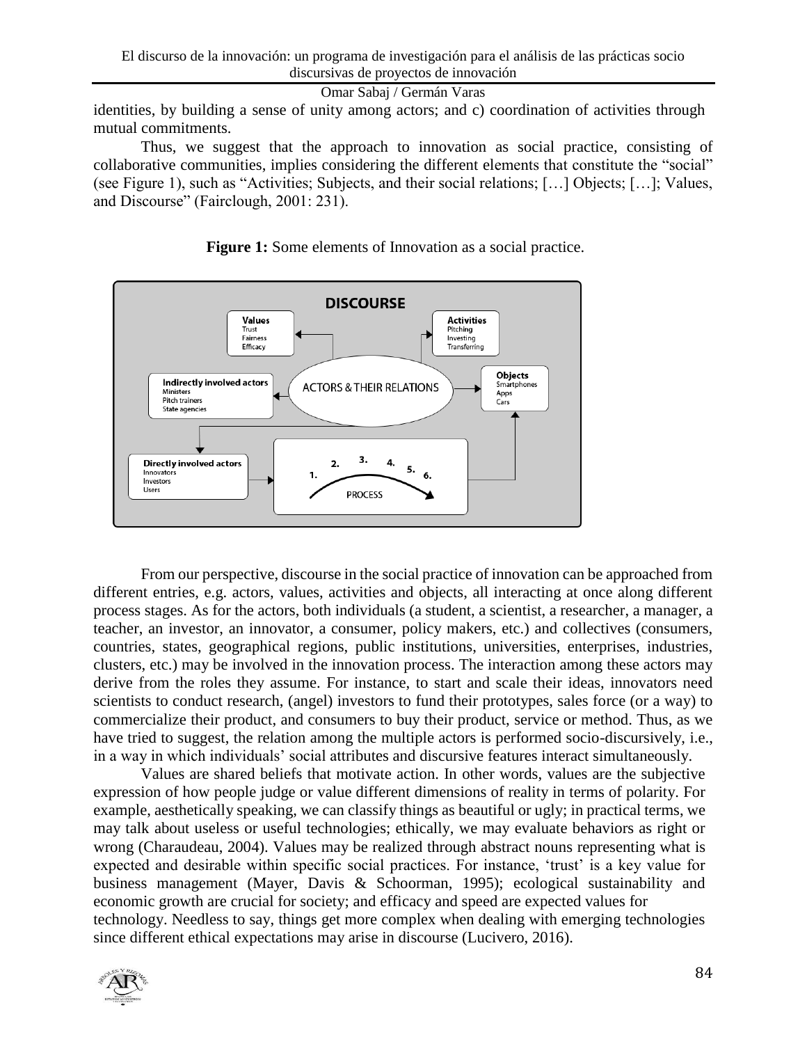identities, by building a sense of unity among actors; and c) coordination of activities through mutual commitments.

Thus, we suggest that the approach to innovation as social practice, consisting of collaborative communities, implies considering the different elements that constitute the "social" (see Figure 1), such as "Activities; Subjects, and their social relations; […] Objects; […]; Values, and Discourse" (Fairclough, 2001: 231).

**Figure 1:** Some elements of Innovation as a social practice.

DISCOURSE

Values
Trust
Fairness
Efficacy

Activities
Pitching
Investing
Transferring

Indirectly involved actors
Ministers
Pitch trainers
State agencies

ACTORS & THEIR RELATIONS

Objects
Smartphones
Apps
Cars

Directly involved actors
Innovators
Investors
Users

1. 2. 3. 4. 5. 6.
PROCESS

From our perspective, discourse in the social practice of innovation can be approached from different entries, e.g. actors, values, activities and objects, all interacting at once along different process stages. As for the actors, both individuals (a student, a scientist, a researcher, a manager, a teacher, an investor, an innovator, a consumer, policy makers, etc.) and collectives (consumers, countries, states, geographical regions, public institutions, universities, enterprises, industries, clusters, etc.) may be involved in the innovation process. The interaction among these actors may derive from the roles they assume. For instance, to start and scale their ideas, innovators need scientists to conduct research, (angel) investors to fund their prototypes, sales force (or a way) to commercialize their product, and consumers to buy their product, service or method. Thus, as we have tried to suggest, the relation among the multiple actors is performed socio-discursively, i.e., in a way in which individuals' social attributes and discursive features interact simultaneously.

Values are shared beliefs that motivate action. In other words, values are the subjective expression of how people judge or value different dimensions of reality in terms of polarity. For example, aesthetically speaking, we can classify things as beautiful or ugly; in practical terms, we may talk about useless or useful technologies; ethically, we may evaluate behaviors as right or wrong (Charaudeau, 2004). Values may be realized through abstract nouns representing what is expected and desirable within specific social practices. For instance, 'trust' is a key value for business management (Mayer, Davis & Schoorman, 1995); ecological sustainability and economic growth are crucial for society; and efficacy and speed are expected values for technology. Needless to say, things get more complex when dealing with emerging technologies since different ethical expectations may arise in discourse (Lucivero, 2016).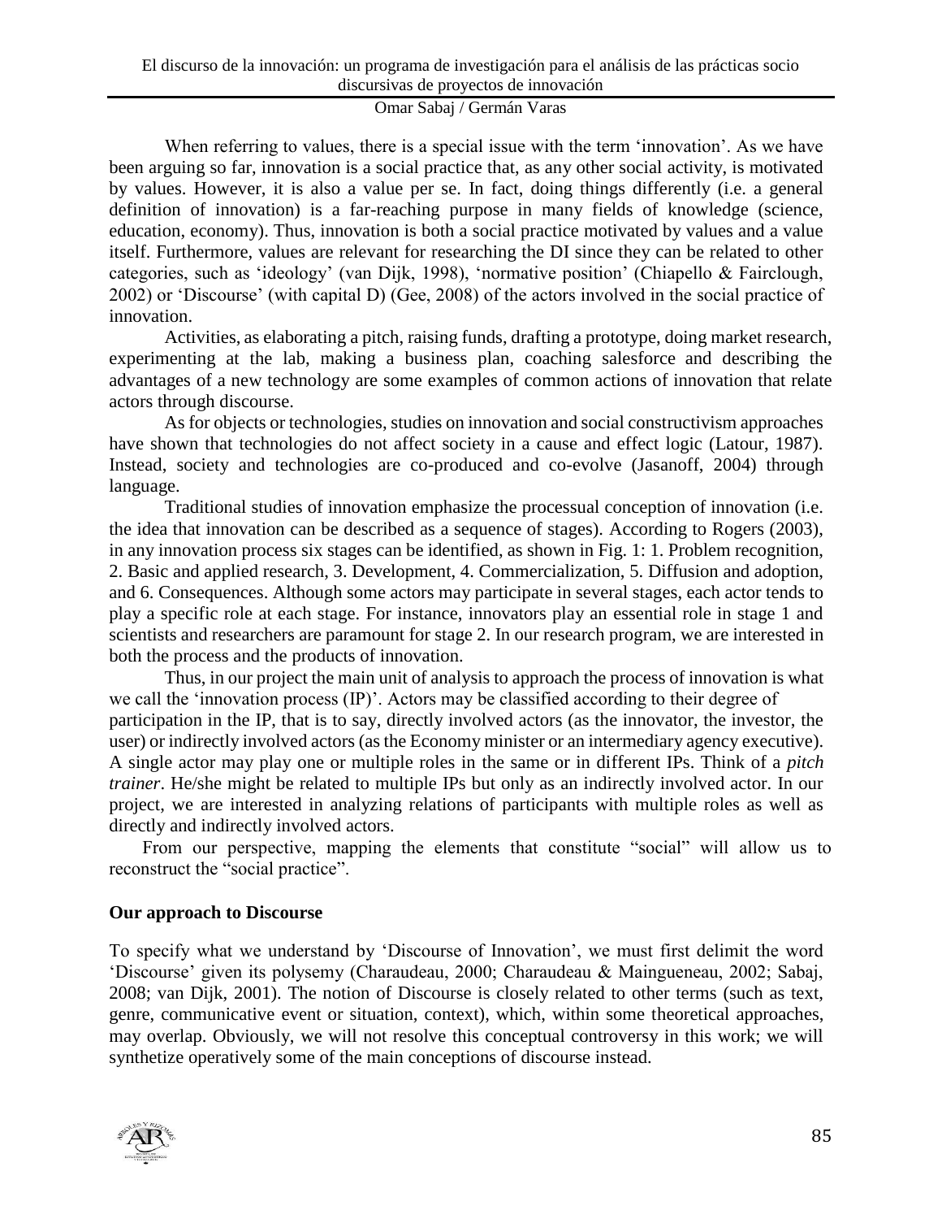When referring to values, there is a special issue with the term 'innovation'. As we have been arguing so far, innovation is a social practice that, as any other social activity, is motivated by values. However, it is also a value per se. In fact, doing things differently (i.e. a general definition of innovation) is a far-reaching purpose in many fields of knowledge (science, education, economy). Thus, innovation is both a social practice motivated by values and a value itself. Furthermore, values are relevant for researching the DI since they can be related to other categories, such as 'ideology' (van Dijk, 1998), 'normative position' (Chiapello & Fairclough, 2002) or 'Discourse' (with capital D) (Gee, 2008) of the actors involved in the social practice of innovation.

Activities, as elaborating a pitch, raising funds, drafting a prototype, doing market research, experimenting at the lab, making a business plan, coaching salesforce and describing the advantages of a new technology are some examples of common actions of innovation that relate actors through discourse.

As for objects or technologies, studies on innovation and social constructivism approaches have shown that technologies do not affect society in a cause and effect logic (Latour, 1987). Instead, society and technologies are co-produced and co-evolve (Jasanoff, 2004) through language.

Traditional studies of innovation emphasize the processual conception of innovation (i.e. the idea that innovation can be described as a sequence of stages). According to Rogers (2003), in any innovation process six stages can be identified, as shown in Fig. 1: 1. Problem recognition, 2. Basic and applied research, 3. Development, 4. Commercialization, 5. Diffusion and adoption, and 6. Consequences. Although some actors may participate in several stages, each actor tends to play a specific role at each stage. For instance, innovators play an essential role in stage 1 and scientists and researchers are paramount for stage 2. In our research program, we are interested in both the process and the products of innovation.

Thus, in our project the main unit of analysis to approach the process of innovation is what we call the 'innovation process (IP)'. Actors may be classified according to their degree of participation in the IP, that is to say, directly involved actors (as the innovator, the investor, the user) or indirectly involved actors (as the Economy minister or an intermediary agency executive). A single actor may play one or multiple roles in the same or in different IPs. Think of a *pitch trainer*. He/she might be related to multiple IPs but only as an indirectly involved actor. In our project, we are interested in analyzing relations of participants with multiple roles as well as directly and indirectly involved actors.

From our perspective, mapping the elements that constitute "social" will allow us to reconstruct the "social practice".

**Our approach to Discourse**

To specify what we understand by 'Discourse of Innovation', we must first delimit the word 'Discourse' given its polysemy (Charaudeau, 2000; Charaudeau & Maingueneau, 2002; Sabaj, 2008; van Dijk, 2001). The notion of Discourse is closely related to other terms (such as text, genre, communicative event or situation, context), which, within some theoretical approaches, may overlap. Obviously, we will not resolve this conceptual controversy in this work; we will synthetize operatively some of the main conceptions of discourse instead.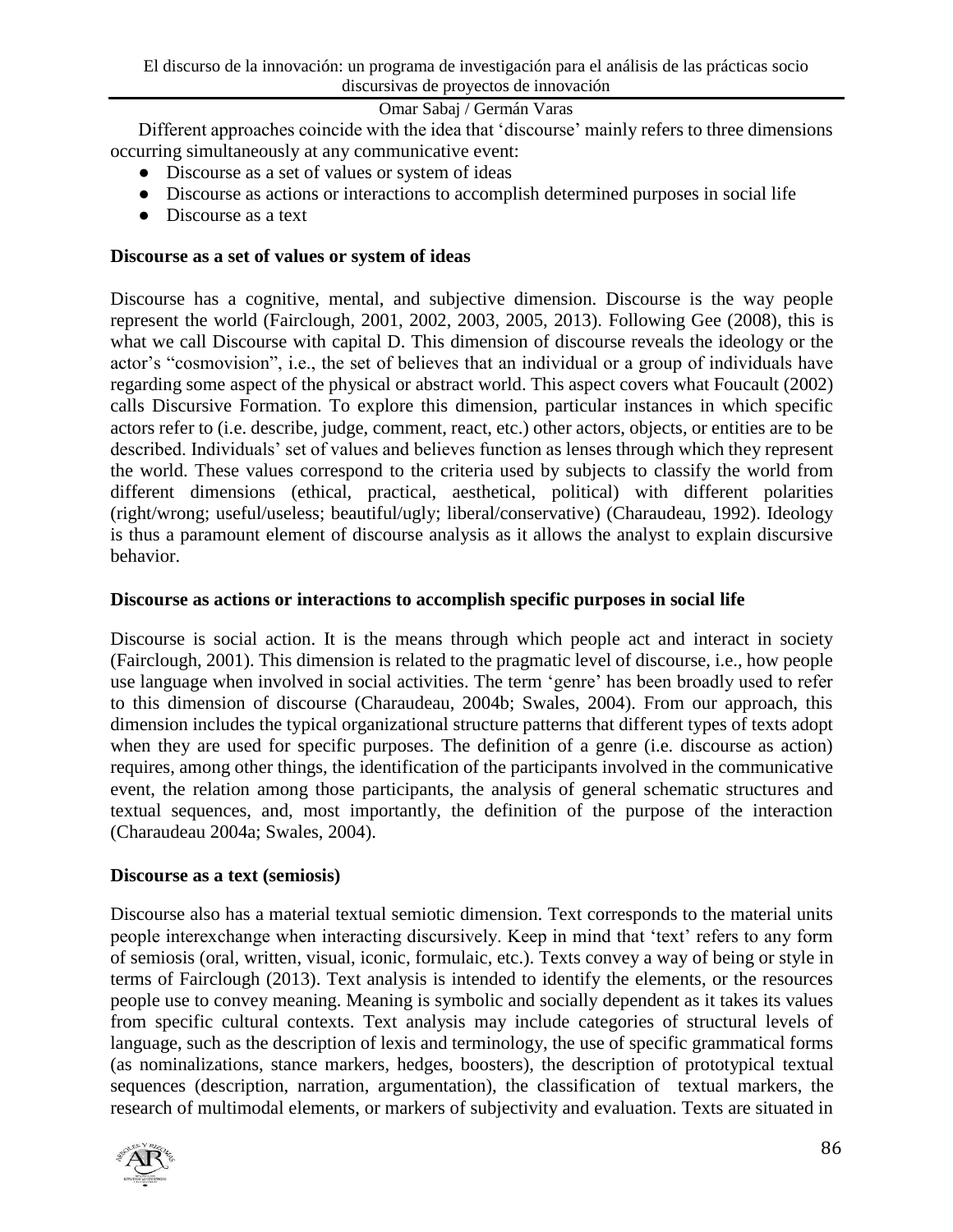Different approaches coincide with the idea that 'discourse' mainly refers to three dimensions occurring simultaneously at any communicative event:

- Discourse as a set of values or system of ideas
- Discourse as actions or interactions to accomplish determined purposes in social life
- Discourse as a text

**Discourse as a set of values or system of ideas**

Discourse has a cognitive, mental, and subjective dimension. Discourse is the way people represent the world (Fairclough, 2001, 2002, 2003, 2005, 2013). Following Gee (2008), this is what we call Discourse with capital D. This dimension of discourse reveals the ideology or the actor's "cosmovision", i.e., the set of believes that an individual or a group of individuals have regarding some aspect of the physical or abstract world. This aspect covers what Foucault (2002) calls Discursive Formation. To explore this dimension, particular instances in which specific actors refer to (i.e. describe, judge, comment, react, etc.) other actors, objects, or entities are to be described. Individuals' set of values and believes function as lenses through which they represent the world. These values correspond to the criteria used by subjects to classify the world from different dimensions (ethical, practical, aesthetical, political) with different polarities (right/wrong; useful/useless; beautiful/ugly; liberal/conservative) (Charaudeau, 1992). Ideology is thus a paramount element of discourse analysis as it allows the analyst to explain discursive behavior.

**Discourse as actions or interactions to accomplish specific purposes in social life**

Discourse is social action. It is the means through which people act and interact in society (Fairclough, 2001). This dimension is related to the pragmatic level of discourse, i.e., how people use language when involved in social activities. The term 'genre' has been broadly used to refer to this dimension of discourse (Charaudeau, 2004b; Swales, 2004). From our approach, this dimension includes the typical organizational structure patterns that different types of texts adopt when they are used for specific purposes. The definition of a genre (i.e. discourse as action) requires, among other things, the identification of the participants involved in the communicative event, the relation among those participants, the analysis of general schematic structures and textual sequences, and, most importantly, the definition of the purpose of the interaction (Charaudeau 2004a; Swales, 2004).

**Discourse as a text (semiosis)**

Discourse also has a material textual semiotic dimension. Text corresponds to the material units people interexchange when interacting discursively. Keep in mind that 'text' refers to any form of semiosis (oral, written, visual, iconic, formulaic, etc.). Texts convey a way of being or style in terms of Fairclough (2013). Text analysis is intended to identify the elements, or the resources people use to convey meaning. Meaning is symbolic and socially dependent as it takes its values from specific cultural contexts. Text analysis may include categories of structural levels of language, such as the description of lexis and terminology, the use of specific grammatical forms (as nominalizations, stance markers, hedges, boosters), the description of prototypical textual sequences (description, narration, argumentation), the classification of textual markers, the research of multimodal elements, or markers of subjectivity and evaluation. Texts are situated in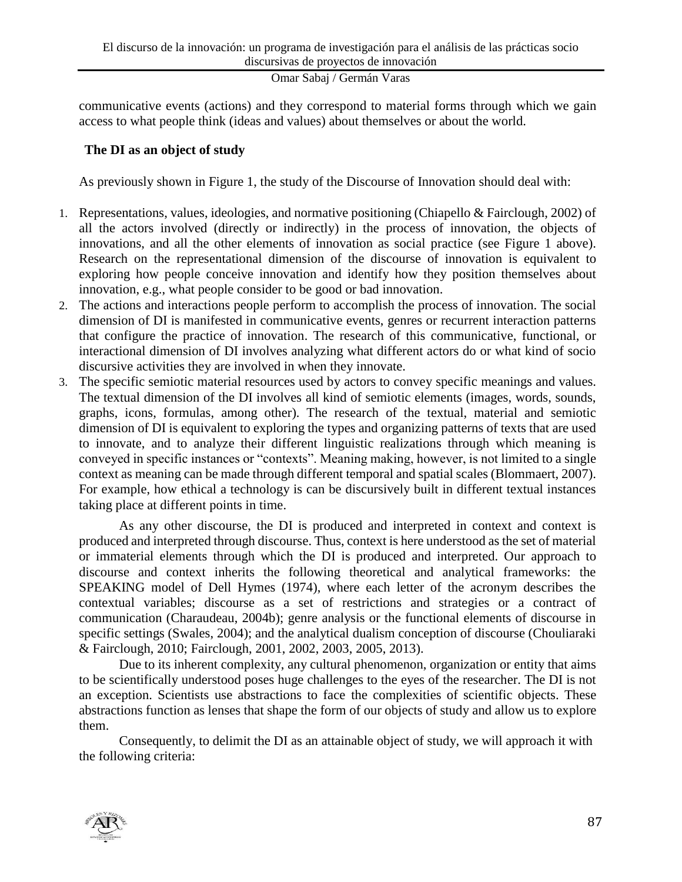communicative events (actions) and they correspond to material forms through which we gain access to what people think (ideas and values) about themselves or about the world.

## The DI as an object of study

As previously shown in Figure 1, the study of the Discourse of Innovation should deal with:

1. Representations, values, ideologies, and normative positioning (Chiapello & Fairclough, 2002) of all the actors involved (directly or indirectly) in the process of innovation, the objects of innovations, and all the other elements of innovation as social practice (see Figure 1 above). Research on the representational dimension of the discourse of innovation is equivalent to exploring how people conceive innovation and identify how they position themselves about innovation, e.g., what people consider to be good or bad innovation.
2. The actions and interactions people perform to accomplish the process of innovation. The social dimension of DI is manifested in communicative events, genres or recurrent interaction patterns that configure the practice of innovation. The research of this communicative, functional, or interactional dimension of DI involves analyzing what different actors do or what kind of socio discursive activities they are involved in when they innovate.
3. The specific semiotic material resources used by actors to convey specific meanings and values. The textual dimension of the DI involves all kind of semiotic elements (images, words, sounds, graphs, icons, formulas, among other). The research of the textual, material and semiotic dimension of DI is equivalent to exploring the types and organizing patterns of texts that are used to innovate, and to analyze their different linguistic realizations through which meaning is conveyed in specific instances or "contexts". Meaning making, however, is not limited to a single context as meaning can be made through different temporal and spatial scales (Blommaert, 2007). For example, how ethical a technology is can be discursively built in different textual instances taking place at different points in time.

As any other discourse, the DI is produced and interpreted in context and context is produced and interpreted through discourse. Thus, context is here understood as the set of material or immaterial elements through which the DI is produced and interpreted. Our approach to discourse and context inherits the following theoretical and analytical frameworks: the SPEAKING model of Dell Hymes (1974), where each letter of the acronym describes the contextual variables; discourse as a set of restrictions and strategies or a contract of communication (Charaudeau, 2004b); genre analysis or the functional elements of discourse in specific settings (Swales, 2004); and the analytical dualism conception of discourse (Chouliaraki & Fairclough, 2010; Fairclough, 2001, 2002, 2003, 2005, 2013).

Due to its inherent complexity, any cultural phenomenon, organization or entity that aims to be scientifically understood poses huge challenges to the eyes of the researcher. The DI is not an exception. Scientists use abstractions to face the complexities of scientific objects. These abstractions function as lenses that shape the form of our objects of study and allow us to explore them.

Consequently, to delimit the DI as an attainable object of study, we will approach it with the following criteria: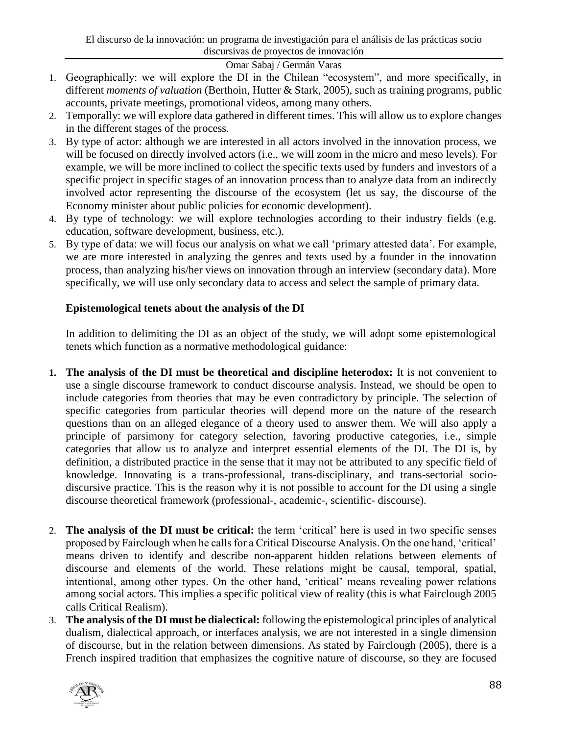1. Geographically: we will explore the DI in the Chilean "ecosystem", and more specifically, in different *moments of valuation* (Berthoin, Hutter & Stark, 2005), such as training programs, public accounts, private meetings, promotional videos, among many others.
2. Temporally: we will explore data gathered in different times. This will allow us to explore changes in the different stages of the process.
3. By type of actor: although we are interested in all actors involved in the innovation process, we will be focused on directly involved actors (i.e., we will zoom in the micro and meso levels). For example, we will be more inclined to collect the specific texts used by funders and investors of a specific project in specific stages of an innovation process than to analyze data from an indirectly involved actor representing the discourse of the ecosystem (let us say, the discourse of the Economy minister about public policies for economic development).
4. By type of technology: we will explore technologies according to their industry fields (e.g. education, software development, business, etc.).
5. By type of data: we will focus our analysis on what we call 'primary attested data'. For example, we are more interested in analyzing the genres and texts used by a founder in the innovation process, than analyzing his/her views on innovation through an interview (secondary data). More specifically, we will use only secondary data to access and select the sample of primary data.

### Epistemological tenets about the analysis of the DI

In addition to delimiting the DI as an object of the study, we will adopt some epistemological tenets which function as a normative methodological guidance:

1. **The analysis of the DI must be theoretical and discipline heterodox:** It is not convenient to use a single discourse framework to conduct discourse analysis. Instead, we should be open to include categories from theories that may be even contradictory by principle. The selection of specific categories from particular theories will depend more on the nature of the research questions than on an alleged elegance of a theory used to answer them. We will also apply a principle of parsimony for category selection, favoring productive categories, i.e., simple categories that allow us to analyze and interpret essential elements of the DI. The DI is, by definition, a distributed practice in the sense that it may not be attributed to any specific field of knowledge. Innovating is a trans-professional, trans-disciplinary, and trans-sectorial socio-discursive practice. This is the reason why it is not possible to account for the DI using a single discourse theoretical framework (professional-, academic-, scientific- discourse).

2. **The analysis of the DI must be critical:** the term 'critical' here is used in two specific senses proposed by Fairclough when he calls for a Critical Discourse Analysis. On the one hand, 'critical' means driven to identify and describe non-apparent hidden relations between elements of discourse and elements of the world. These relations might be causal, temporal, spatial, intentional, among other types. On the other hand, 'critical' means revealing power relations among social actors. This implies a specific political view of reality (this is what Fairclough 2005 calls Critical Realism).
3. **The analysis of the DI must be dialectical:** following the epistemological principles of analytical dualism, dialectical approach, or interfaces analysis, we are not interested in a single dimension of discourse, but in the relation between dimensions. As stated by Fairclough (2005), there is a French inspired tradition that emphasizes the cognitive nature of discourse, so they are focused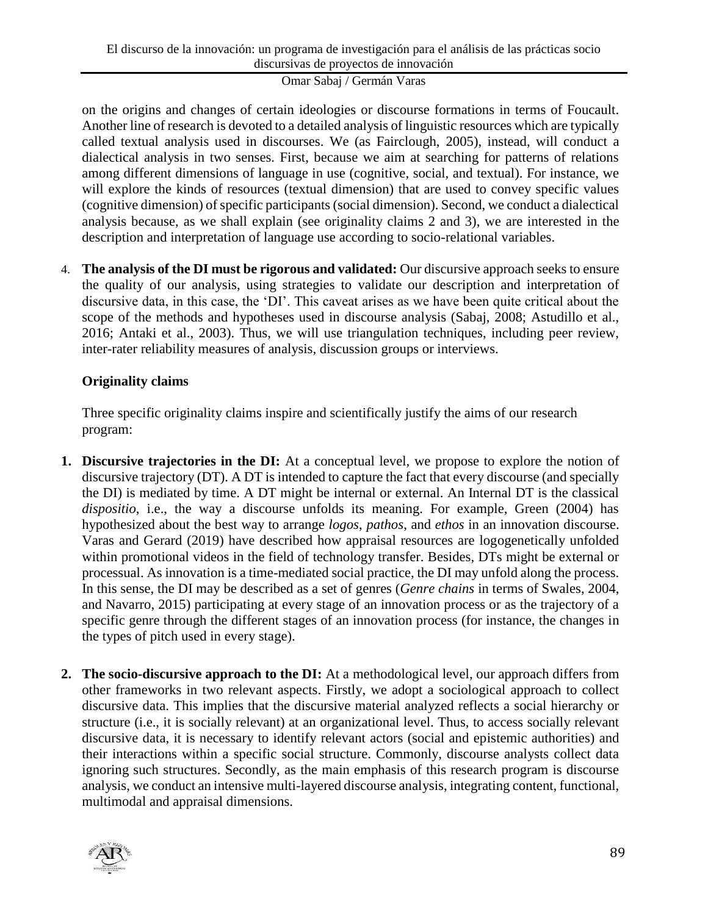on the origins and changes of certain ideologies or discourse formations in terms of Foucault. Another line of research is devoted to a detailed analysis of linguistic resources which are typically called textual analysis used in discourses. We (as Fairclough, 2005), instead, will conduct a dialectical analysis in two senses. First, because we aim at searching for patterns of relations among different dimensions of language in use (cognitive, social, and textual). For instance, we will explore the kinds of resources (textual dimension) that are used to convey specific values (cognitive dimension) of specific participants (social dimension). Second, we conduct a dialectical analysis because, as we shall explain (see originality claims 2 and 3), we are interested in the description and interpretation of language use according to socio-relational variables.

4. **The analysis of the DI must be rigorous and validated:** Our discursive approach seeks to ensure the quality of our analysis, using strategies to validate our description and interpretation of discursive data, in this case, the 'DI'. This caveat arises as we have been quite critical about the scope of the methods and hypotheses used in discourse analysis (Sabaj, 2008; Astudillo et al., 2016; Antaki et al., 2003). Thus, we will use triangulation techniques, including peer review, inter-rater reliability measures of analysis, discussion groups or interviews.

### Originality claims

Three specific originality claims inspire and scientifically justify the aims of our research program:

1. **Discursive trajectories in the DI:** At a conceptual level, we propose to explore the notion of discursive trajectory (DT). A DT is intended to capture the fact that every discourse (and specially the DI) is mediated by time. A DT might be internal or external. An Internal DT is the classical *dispositio*, i.e., the way a discourse unfolds its meaning. For example, Green (2004) has hypothesized about the best way to arrange *logos*, *pathos*, and *ethos* in an innovation discourse. Varas and Gerard (2019) have described how appraisal resources are logogenetically unfolded within promotional videos in the field of technology transfer. Besides, DTs might be external or processual. As innovation is a time-mediated social practice, the DI may unfold along the process. In this sense, the DI may be described as a set of genres (*Genre chains* in terms of Swales, 2004, and Navarro, 2015) participating at every stage of an innovation process or as the trajectory of a specific genre through the different stages of an innovation process (for instance, the changes in the types of pitch used in every stage).

2. **The socio-discursive approach to the DI:** At a methodological level, our approach differs from other frameworks in two relevant aspects. Firstly, we adopt a sociological approach to collect discursive data. This implies that the discursive material analyzed reflects a social hierarchy or structure (i.e., it is socially relevant) at an organizational level. Thus, to access socially relevant discursive data, it is necessary to identify relevant actors (social and epistemic authorities) and their interactions within a specific social structure. Commonly, discourse analysts collect data ignoring such structures. Secondly, as the main emphasis of this research program is discourse analysis, we conduct an intensive multi-layered discourse analysis, integrating content, functional, multimodal and appraisal dimensions.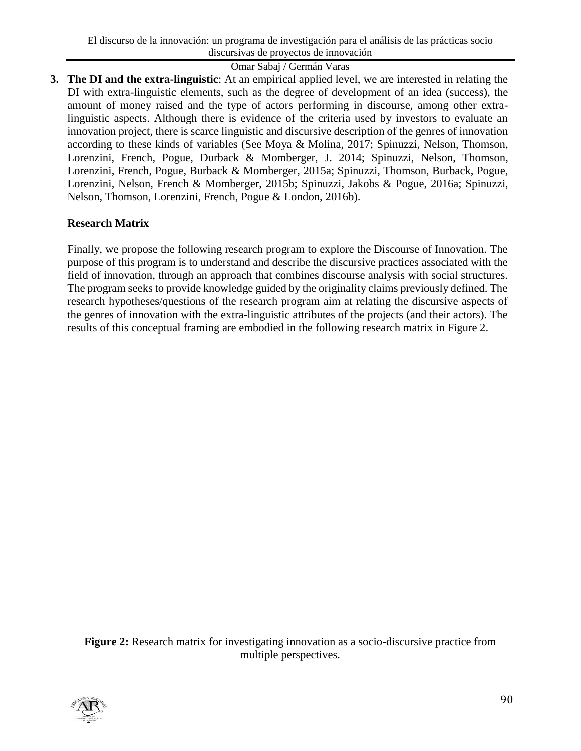3. **The DI and the extra-linguistic**: At an empirical applied level, we are interested in relating the DI with extra-linguistic elements, such as the degree of development of an idea (success), the amount of money raised and the type of actors performing in discourse, among other extra-linguistic aspects. Although there is evidence of the criteria used by investors to evaluate an innovation project, there is scarce linguistic and discursive description of the genres of innovation according to these kinds of variables (See Moya & Molina, 2017; Spinuzzi, Nelson, Thomson, Lorenzini, French, Pogue, Durback & Momberger, J. 2014; Spinuzzi, Nelson, Thomson, Lorenzini, French, Pogue, Burback & Momberger, 2015a; Spinuzzi, Thomson, Burback, Pogue, Lorenzini, Nelson, French & Momberger, 2015b; Spinuzzi, Jakobs & Pogue, 2016a; Spinuzzi, Nelson, Thomson, Lorenzini, French, Pogue & London, 2016b).

**Research Matrix**

Finally, we propose the following research program to explore the Discourse of Innovation. The purpose of this program is to understand and describe the discursive practices associated with the field of innovation, through an approach that combines discourse analysis with social structures. The program seeks to provide knowledge guided by the originality claims previously defined. The research hypotheses/questions of the research program aim at relating the discursive aspects of the genres of innovation with the extra-linguistic attributes of the projects (and their actors). The results of this conceptual framing are embodied in the following research matrix in Figure 2.

**Figure 2:** Research matrix for investigating innovation as a socio-discursive practice from multiple perspectives.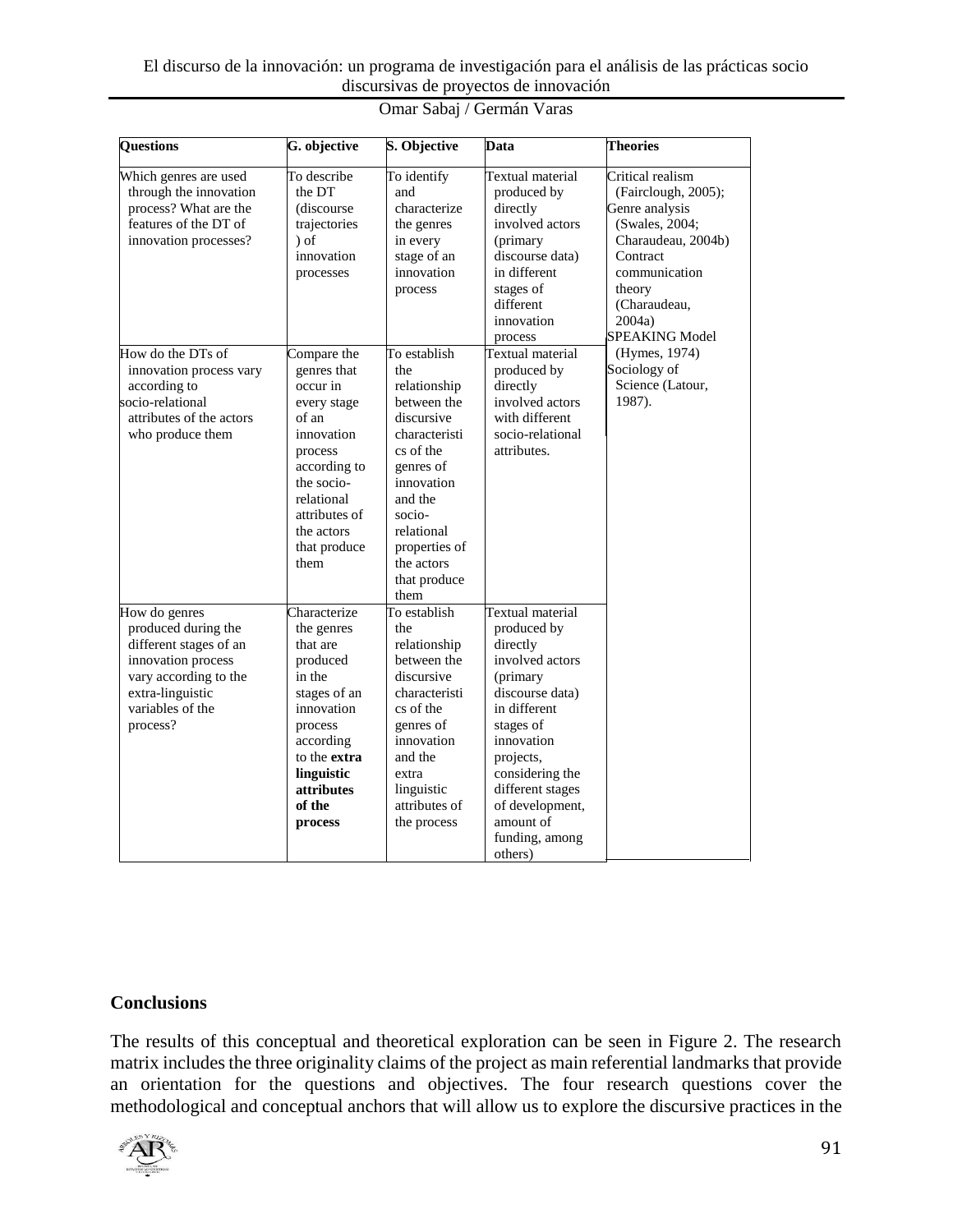| Questions | G. objective | S. Objective | Data | Theories |
|---|---|---|---|---|
| Which genres are used through the innovation process? What are the features of the DT of innovation processes? | To describe the DT (discourse trajectories ) of innovation processes | To identify and characterize the genres in every stage of an innovation process | Textual material produced by directly involved actors (primary discourse data) in different stages of different innovation process | Critical realism (Fairclough, 2005); Genre analysis (Swales, 2004; Charaudeau, 2004b) Contract communication theory (Charaudeau, 2004a) SPEAKING Model (Hymes, 1974) Sociology of Science (Latour, 1987). |
| How do the DTs of innovation process vary according to socio-relational attributes of the actors who produce them | Compare the genres that occur in every stage of an innovation process according to the socio-relational attributes of the actors that produce them | To establish the relationship between the discursive characteristics of the genres of innovation and the socio-relational properties of the actors that produce them | Textual material produced by directly involved actors with different socio-relational attributes. | |
| How do genres produced during the different stages of an innovation process vary according to the extra-linguistic variables of the process? | Characterize the genres that are produced in the stages of an innovation process according to the **extra linguistic attributes of the process** | To establish the relationship between the discursive characteristics of the genres of innovation and the extra linguistic attributes of the process | Textual material produced by directly involved actors (primary discourse data) in different stages of innovation projects, considering the different stages of development, amount of funding, among others) | |

## Conclusions

The results of this conceptual and theoretical exploration can be seen in Figure 2. The research matrix includes the three originality claims of the project as main referential landmarks that provide an orientation for the questions and objectives. The four research questions cover the methodological and conceptual anchors that will allow us to explore the discursive practices in the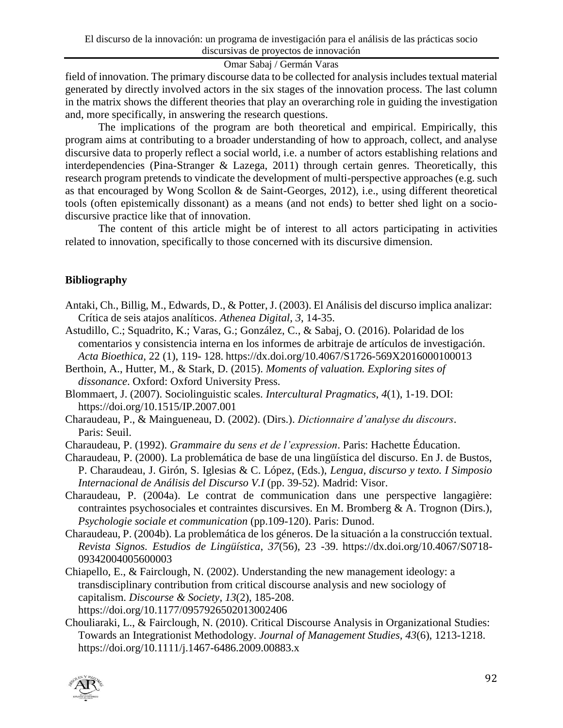field of innovation. The primary discourse data to be collected for analysis includes textual material generated by directly involved actors in the six stages of the innovation process. The last column in the matrix shows the different theories that play an overarching role in guiding the investigation and, more specifically, in answering the research questions.

The implications of the program are both theoretical and empirical. Empirically, this program aims at contributing to a broader understanding of how to approach, collect, and analyse discursive data to properly reflect a social world, i.e. a number of actors establishing relations and interdependencies (Pina-Stranger & Lazega, 2011) through certain genres. Theoretically, this research program pretends to vindicate the development of multi-perspective approaches (e.g. such as that encouraged by Wong Scollon & de Saint-Georges, 2012), i.e., using different theoretical tools (often epistemically dissonant) as a means (and not ends) to better shed light on a socio-discursive practice like that of innovation.

The content of this article might be of interest to all actors participating in activities related to innovation, specifically to those concerned with its discursive dimension.

## Bibliography

Antaki, Ch., Billig, M., Edwards, D., & Potter, J. (2003). El Análisis del discurso implica analizar: Crítica de seis atajos analíticos. *Athenea Digital*, *3*, 14-35.

Astudillo, C.; Squadrito, K.; Varas, G.; González, C., & Sabaj, O. (2016). Polaridad de los comentarios y consistencia interna en los informes de arbitraje de artículos de investigación. *Acta Bioethica*, 22 (1), 119- 128. https://dx.doi.org/10.4067/S1726-569X2016000100013

Berthoin, A., Hutter, M., & Stark, D. (2015). *Moments of valuation. Exploring sites of dissonance*. Oxford: Oxford University Press.

Blommaert, J. (2007). Sociolinguistic scales. *Intercultural Pragmatics*, *4*(1), 1-19. DOI: https://doi.org/10.1515/IP.2007.001

Charaudeau, P., & Maingueneau, D. (2002). (Dirs.). *Dictionnaire d'analyse du discours*. Paris: Seuil.

Charaudeau, P. (1992). *Grammaire du sens et de l'expression*. Paris: Hachette Éducation.

Charaudeau, P. (2000). La problemática de base de una lingüística del discurso. En J. de Bustos, P. Charaudeau, J. Girón, S. Iglesias & C. López, (Eds.), *Lengua, discurso y texto. I Simposio Internacional de Análisis del Discurso V.I* (pp. 39-52). Madrid: Visor.

Charaudeau, P. (2004a). Le contrat de communication dans une perspective langagière: contraintes psychosociales et contraintes discursives. En M. Bromberg & A. Trognon (Dirs.), *Psychologie sociale et communication* (pp.109-120). Paris: Dunod.

Charaudeau, P. (2004b). La problemática de los géneros. De la situación a la construcción textual. *Revista Signos. Estudios de Lingüística*, *37*(56), 23 -39. https://dx.doi.org/10.4067/S0718-09342004005600003

Chiapello, E., & Fairclough, N. (2002). Understanding the new management ideology: a transdisciplinary contribution from critical discourse analysis and new sociology of capitalism. *Discourse & Society*, *13*(2), 185-208. https://doi.org/10.1177/0957926502013002406

Chouliaraki, L., & Fairclough, N. (2010). Critical Discourse Analysis in Organizational Studies: Towards an Integrationist Methodology. *Journal of Management Studies*, *43*(6), 1213-1218. https://doi.org/10.1111/j.1467-6486.2009.00883.x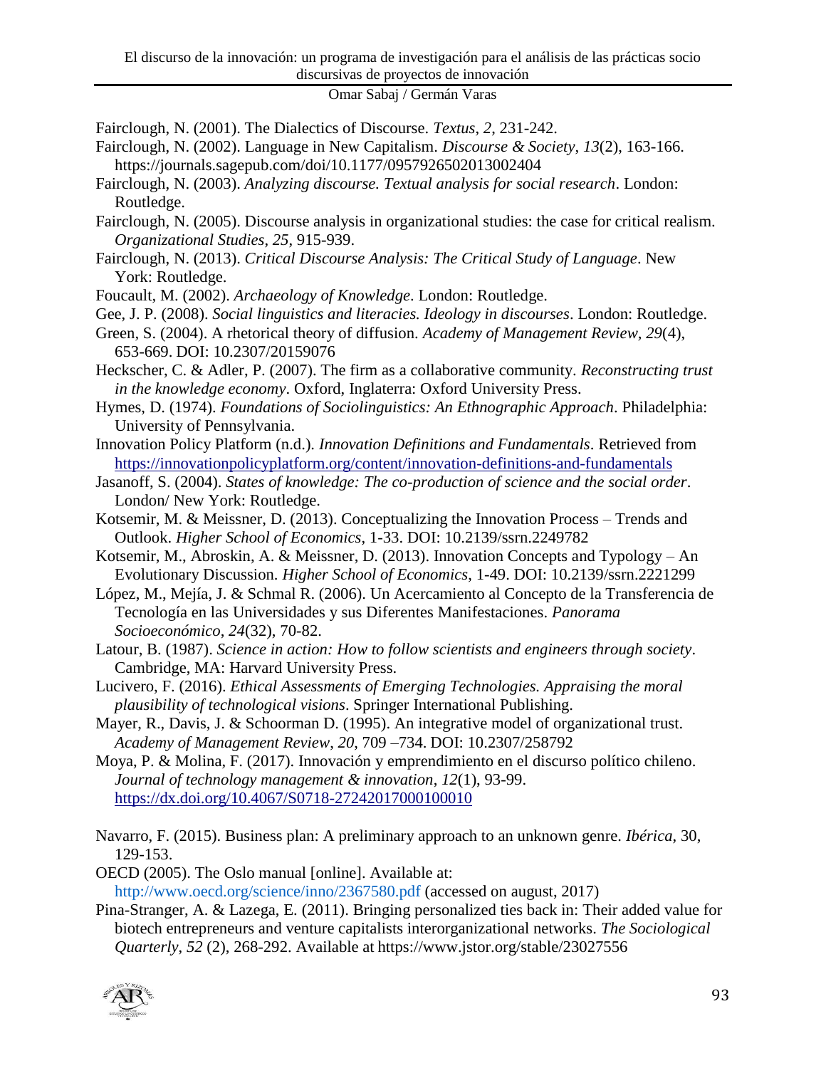Fairclough, N. (2001). The Dialectics of Discourse. *Textus*, *2*, 231-242.

Fairclough, N. (2002). Language in New Capitalism. *Discourse & Society*, *13*(2), 163-166. https://journals.sagepub.com/doi/10.1177/0957926502013002404

Fairclough, N. (2003). *Analyzing discourse. Textual analysis for social research*. London: Routledge.

Fairclough, N. (2005). Discourse analysis in organizational studies: the case for critical realism. *Organizational Studies*, *25*, 915-939.

Fairclough, N. (2013). *Critical Discourse Analysis: The Critical Study of Language*. New York: Routledge.

Foucault, M. (2002). *Archaeology of Knowledge*. London: Routledge.

Gee, J. P. (2008). *Social linguistics and literacies. Ideology in discourses*. London: Routledge.

Green, S. (2004). A rhetorical theory of diffusion. *Academy of Management Review*, *29*(4), 653-669. DOI: 10.2307/20159076

Heckscher, C. & Adler, P. (2007). The firm as a collaborative community. *Reconstructing trust in the knowledge economy*. Oxford, Inglaterra: Oxford University Press.

Hymes, D. (1974). *Foundations of Sociolinguistics: An Ethnographic Approach*. Philadelphia: University of Pennsylvania.

Innovation Policy Platform (n.d.). *Innovation Definitions and Fundamentals*. Retrieved from https://innovationpolicyplatform.org/content/innovation-definitions-and-fundamentals

Jasanoff, S. (2004). *States of knowledge: The co-production of science and the social order*. London/ New York: Routledge.

Kotsemir, M. & Meissner, D. (2013). Conceptualizing the Innovation Process – Trends and Outlook. *Higher School of Economics*, 1-33. DOI: 10.2139/ssrn.2249782

Kotsemir, M., Abroskin, A. & Meissner, D. (2013). Innovation Concepts and Typology – An Evolutionary Discussion. *Higher School of Economics*, 1-49. DOI: 10.2139/ssrn.2221299

López, M., Mejía, J. & Schmal R. (2006). Un Acercamiento al Concepto de la Transferencia de Tecnología en las Universidades y sus Diferentes Manifestaciones. *Panorama Socioeconómico*, *24*(32), 70-82.

Latour, B. (1987). *Science in action: How to follow scientists and engineers through society*. Cambridge, MA: Harvard University Press.

Lucivero, F. (2016). *Ethical Assessments of Emerging Technologies. Appraising the moral plausibility of technological visions*. Springer International Publishing.

Mayer, R., Davis, J. & Schoorman D. (1995). An integrative model of organizational trust. *Academy of Management Review*, *20*, 709 –734. DOI: 10.2307/258792

Moya, P. & Molina, F. (2017). Innovación y emprendimiento en el discurso político chileno. *Journal of technology management & innovation*, *12*(1), 93-99. https://dx.doi.org/10.4067/S0718-27242017000100010

Navarro, F. (2015). Business plan: A preliminary approach to an unknown genre. *Ibérica*, 30, 129-153.

OECD (2005). The Oslo manual [online]. Available at: http://www.oecd.org/science/inno/2367580.pdf (accessed on august, 2017)

Pina-Stranger, A. & Lazega, E. (2011). Bringing personalized ties back in: Their added value for biotech entrepreneurs and venture capitalists interorganizational networks. *The Sociological Quarterly*, *52* (2), 268-292. Available at https://www.jstor.org/stable/23027556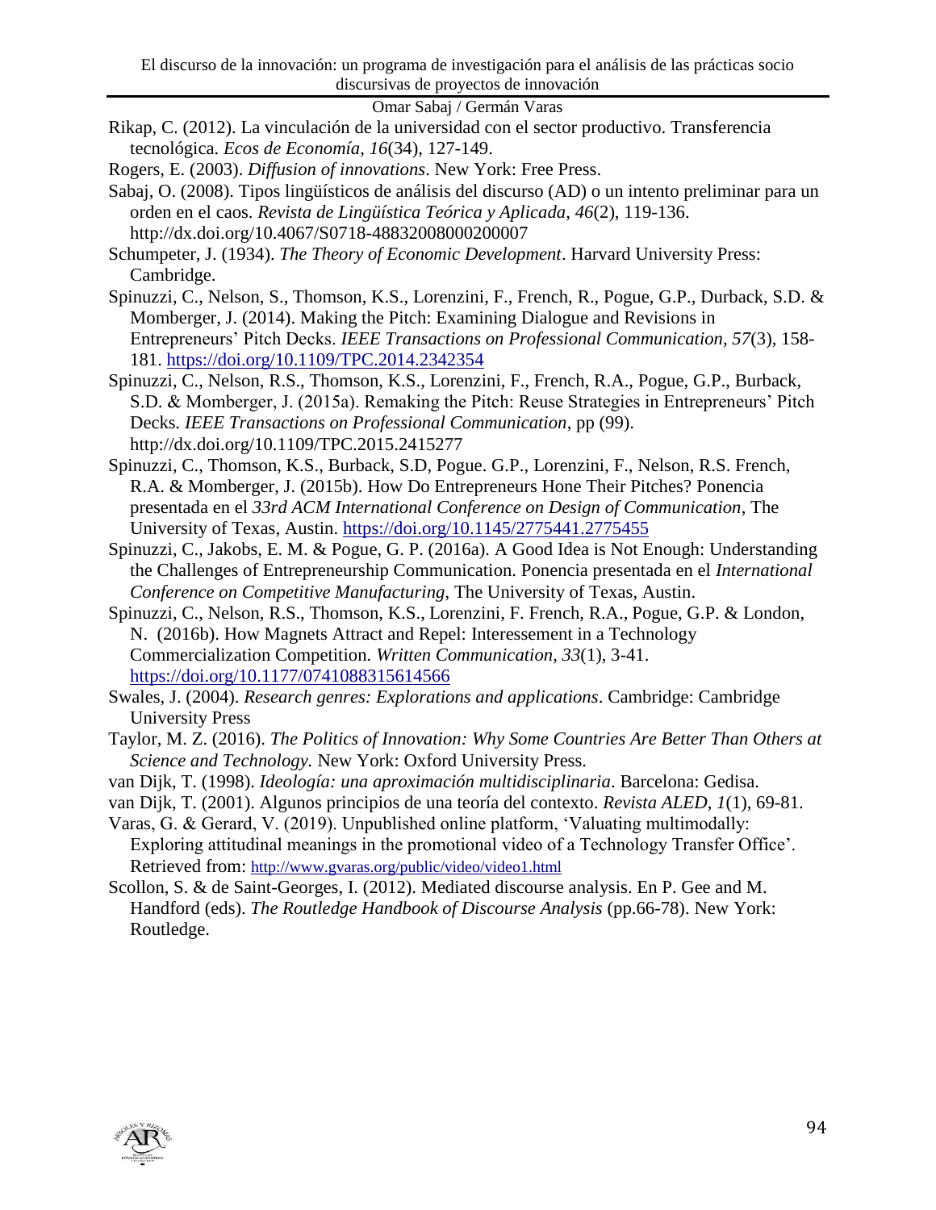Rikap, C. (2012). La vinculación de la universidad con el sector productivo. Transferencia tecnológica. *Ecos de Economía*, *16*(34), 127-149.

Rogers, E. (2003). *Diffusion of innovations*. New York: Free Press.

Sabaj, O. (2008). Tipos lingüísticos de análisis del discurso (AD) o un intento preliminar para un orden en el caos. *Revista de Lingüística Teórica y Aplicada*, *46*(2), 119-136. http://dx.doi.org/10.4067/S0718-48832008000200007

Schumpeter, J. (1934). *The Theory of Economic Development*. Harvard University Press: Cambridge.

Spinuzzi, C., Nelson, S., Thomson, K.S., Lorenzini, F., French, R., Pogue, G.P., Durback, S.D. & Momberger, J. (2014). Making the Pitch: Examining Dialogue and Revisions in Entrepreneurs' Pitch Decks. *IEEE Transactions on Professional Communication, 57*(3), 158-181. https://doi.org/10.1109/TPC.2014.2342354

Spinuzzi, C., Nelson, R.S., Thomson, K.S., Lorenzini, F., French, R.A., Pogue, G.P., Burback, S.D. & Momberger, J. (2015a). Remaking the Pitch: Reuse Strategies in Entrepreneurs' Pitch Decks. *IEEE Transactions on Professional Communication*, pp (99). http://dx.doi.org/10.1109/TPC.2015.2415277

Spinuzzi, C., Thomson, K.S., Burback, S.D, Pogue. G.P., Lorenzini, F., Nelson, R.S. French, R.A. & Momberger, J. (2015b). How Do Entrepreneurs Hone Their Pitches? Ponencia presentada en el *33rd ACM International Conference on Design of Communication*, The University of Texas, Austin. https://doi.org/10.1145/2775441.2775455

Spinuzzi, C., Jakobs, E. M. & Pogue, G. P. (2016a). A Good Idea is Not Enough: Understanding the Challenges of Entrepreneurship Communication. Ponencia presentada en el *International Conference on Competitive Manufacturing*, The University of Texas, Austin.

Spinuzzi, C., Nelson, R.S., Thomson, K.S., Lorenzini, F. French, R.A., Pogue, G.P. & London, N. (2016b). How Magnets Attract and Repel: Interessement in a Technology Commercialization Competition. *Written Communication*, *33*(1), 3-41. https://doi.org/10.1177/0741088315614566

Swales, J. (2004). *Research genres: Explorations and applications*. Cambridge: Cambridge University Press

Taylor, M. Z. (2016). *The Politics of Innovation: Why Some Countries Are Better Than Others at Science and Technology.* New York: Oxford University Press.

van Dijk, T. (1998). *Ideología: una aproximación multidisciplinaria*. Barcelona: Gedisa.

van Dijk, T. (2001). Algunos principios de una teoría del contexto. *Revista ALED*, *1*(1), 69-81.

Varas, G. & Gerard, V. (2019). Unpublished online platform, 'Valuating multimodally: Exploring attitudinal meanings in the promotional video of a Technology Transfer Office'. Retrieved from: http://www.gvaras.org/public/video/video1.html

Scollon, S. & de Saint-Georges, I. (2012). Mediated discourse analysis. En P. Gee and M. Handford (eds). *The Routledge Handbook of Discourse Analysis* (pp.66-78). New York: Routledge.